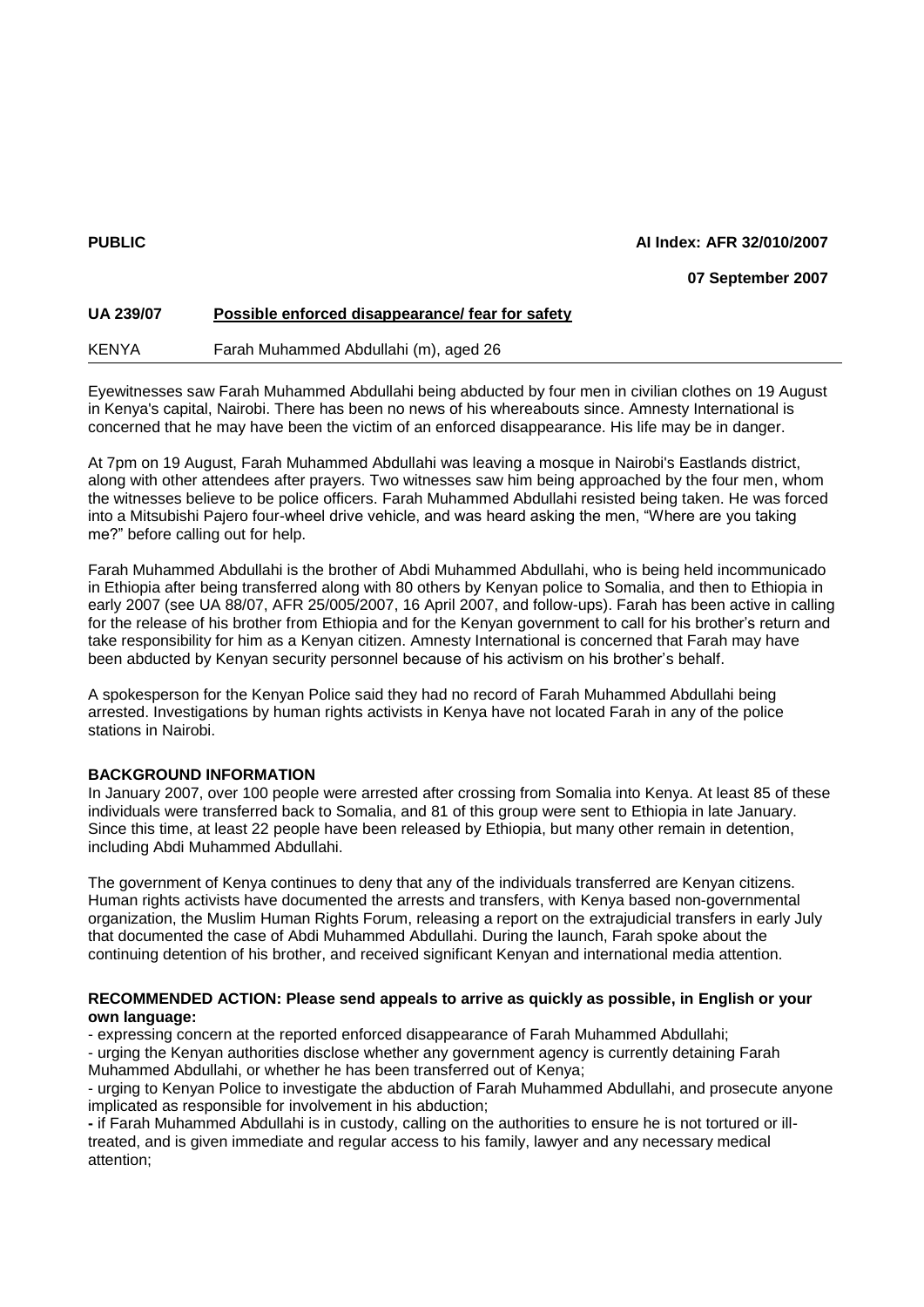**PUBLIC** **AI Index: AFR 32/010/2007**

**07 September 2007**

**UA 239/07** **Possible enforced disappearance/ fear for safety**

KENYA Farah Muhammed Abdullahi (m), aged 26

---

Eyewitnesses saw Farah Muhammed Abdullahi being abducted by four men in civilian clothes on 19 August in Kenya's capital, Nairobi. There has been no news of his whereabouts since. Amnesty International is concerned that he may have been the victim of an enforced disappearance. His life may be in danger.

At 7pm on 19 August, Farah Muhammed Abdullahi was leaving a mosque in Nairobi's Eastlands district, along with other attendees after prayers. Two witnesses saw him being approached by the four men, whom the witnesses believe to be police officers. Farah Muhammed Abdullahi resisted being taken. He was forced into a Mitsubishi Pajero four-wheel drive vehicle, and was heard asking the men, "Where are you taking me?" before calling out for help.

Farah Muhammed Abdullahi is the brother of Abdi Muhammed Abdullahi, who is being held incommunicado in Ethiopia after being transferred along with 80 others by Kenyan police to Somalia, and then to Ethiopia in early 2007 (see UA 88/07, AFR 25/005/2007, 16 April 2007, and follow-ups). Farah has been active in calling for the release of his brother from Ethiopia and for the Kenyan government to call for his brother's return and take responsibility for him as a Kenyan citizen. Amnesty International is concerned that Farah may have been abducted by Kenyan security personnel because of his activism on his brother's behalf.

A spokesperson for the Kenyan Police said they had no record of Farah Muhammed Abdullahi being arrested. Investigations by human rights activists in Kenya have not located Farah in any of the police stations in Nairobi.

**BACKGROUND INFORMATION**

In January 2007, over 100 people were arrested after crossing from Somalia into Kenya. At least 85 of these individuals were transferred back to Somalia, and 81 of this group were sent to Ethiopia in late January. Since this time, at least 22 people have been released by Ethiopia, but many other remain in detention, including Abdi Muhammed Abdullahi.

The government of Kenya continues to deny that any of the individuals transferred are Kenyan citizens. Human rights activists have documented the arrests and transfers, with Kenya based non-governmental organization, the Muslim Human Rights Forum, releasing a report on the extrajudicial transfers in early July that documented the case of Abdi Muhammed Abdullahi. During the launch, Farah spoke about the continuing detention of his brother, and received significant Kenyan and international media attention.

**RECOMMENDED ACTION: Please send appeals to arrive as quickly as possible, in English or your own language:**

- expressing concern at the reported enforced disappearance of Farah Muhammed Abdullahi;
- urging the Kenyan authorities disclose whether any government agency is currently detaining Farah Muhammed Abdullahi, or whether he has been transferred out of Kenya;
- urging to Kenyan Police to investigate the abduction of Farah Muhammed Abdullahi, and prosecute anyone implicated as responsible for involvement in his abduction;
- if Farah Muhammed Abdullahi is in custody, calling on the authorities to ensure he is not tortured or ill-treated, and is given immediate and regular access to his family, lawyer and any necessary medical attention;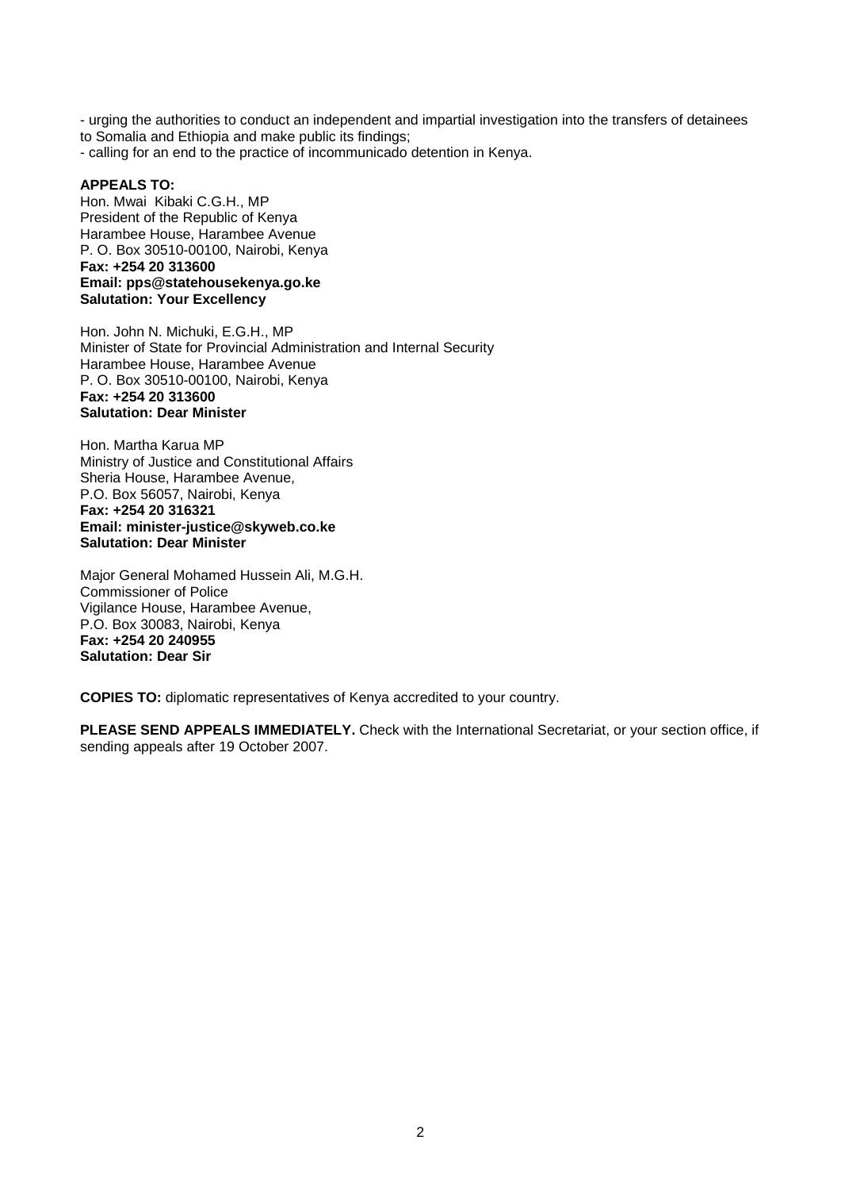- urging the authorities to conduct an independent and impartial investigation into the transfers of detainees to Somalia and Ethiopia and make public its findings;
- calling for an end to the practice of incommunicado detention in Kenya.

**APPEALS TO:**
Hon. Mwai Kibaki C.G.H., MP
President of the Republic of Kenya
Harambee House, Harambee Avenue
P. O. Box 30510-00100, Nairobi, Kenya
**Fax: +254 20 313600**
**Email: pps@statehousekenya.go.ke**
**Salutation: Your Excellency**

Hon. John N. Michuki, E.G.H., MP
Minister of State for Provincial Administration and Internal Security
Harambee House, Harambee Avenue
P. O. Box 30510-00100, Nairobi, Kenya
**Fax: +254 20 313600**
**Salutation: Dear Minister**

Hon. Martha Karua MP
Ministry of Justice and Constitutional Affairs
Sheria House, Harambee Avenue,
P.O. Box 56057, Nairobi, Kenya
**Fax: +254 20 316321**
**Email: minister-justice@skyweb.co.ke**
**Salutation: Dear Minister**

Major General Mohamed Hussein Ali, M.G.H.
Commissioner of Police
Vigilance House, Harambee Avenue,
P.O. Box 30083, Nairobi, Kenya
**Fax: +254 20 240955**
**Salutation: Dear Sir**

**COPIES TO:** diplomatic representatives of Kenya accredited to your country.

**PLEASE SEND APPEALS IMMEDIATELY.** Check with the International Secretariat, or your section office, if sending appeals after 19 October 2007.